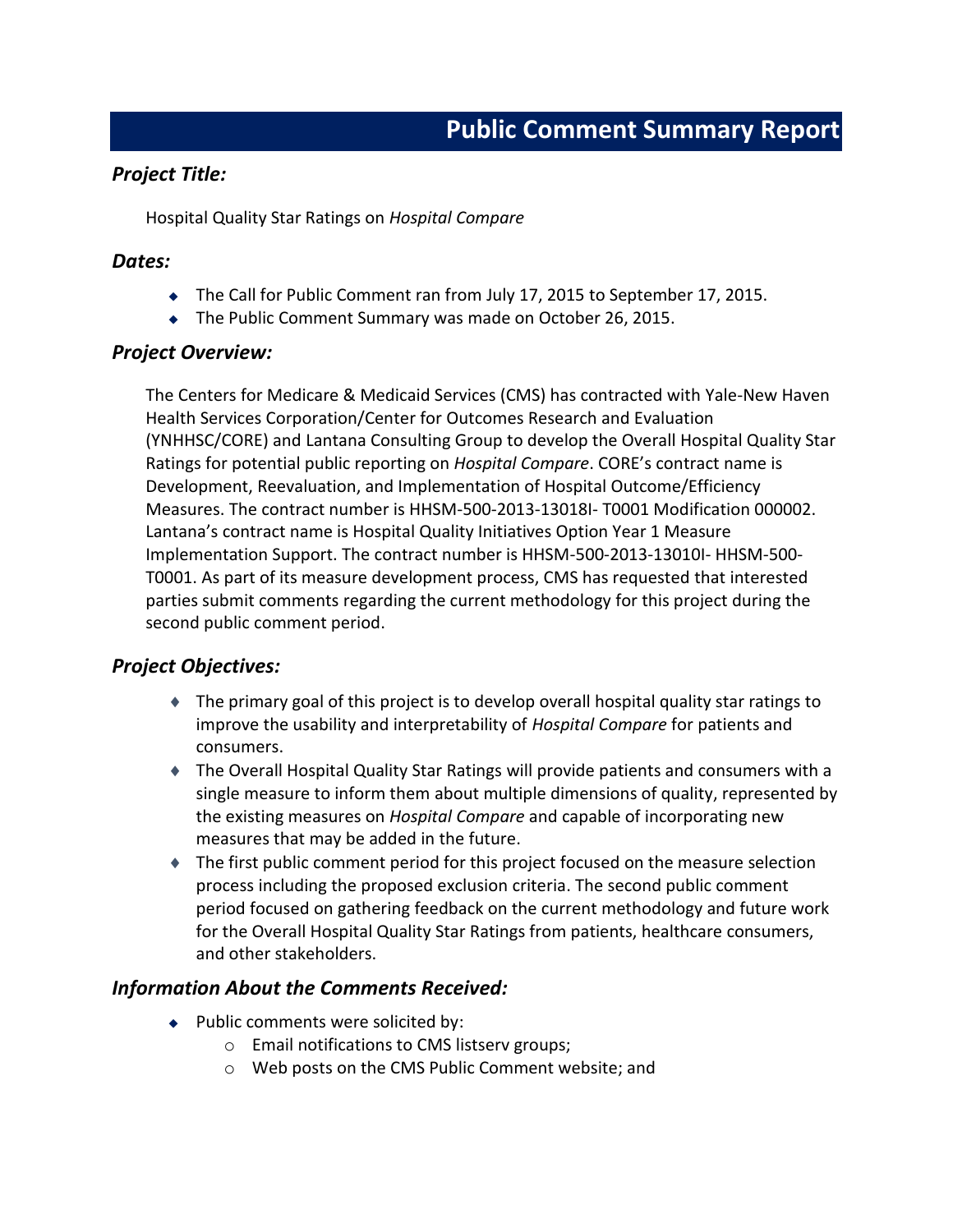# Public Comment Summary Report

## *Project Title:*

Hospital Quality Star Ratings on *Hospital Compare*

## *Dates:*

- The Call for Public Comment ran from July 17, 2015 to September 17, 2015.
- The Public Comment Summary was made on October 26, 2015.

## *Project Overview:*

The Centers for Medicare & Medicaid Services (CMS) has contracted with Yale-New Haven Health Services Corporation/Center for Outcomes Research and Evaluation (YNHHSC/CORE) and Lantana Consulting Group to develop the Overall Hospital Quality Star Ratings for potential public reporting on *Hospital Compare*. CORE's contract name is Development, Reevaluation, and Implementation of Hospital Outcome/Efficiency Measures. The contract number is HHSM-500-2013-13018I- T0001 Modification 000002. Lantana's contract name is Hospital Quality Initiatives Option Year 1 Measure Implementation Support. The contract number is HHSM-500-2013-13010I- HHSM-500-T0001. As part of its measure development process, CMS has requested that interested parties submit comments regarding the current methodology for this project during the second public comment period.

## *Project Objectives:*

- The primary goal of this project is to develop overall hospital quality star ratings to improve the usability and interpretability of *Hospital Compare* for patients and consumers.
- The Overall Hospital Quality Star Ratings will provide patients and consumers with a single measure to inform them about multiple dimensions of quality, represented by the existing measures on *Hospital Compare* and capable of incorporating new measures that may be added in the future.
- The first public comment period for this project focused on the measure selection process including the proposed exclusion criteria. The second public comment period focused on gathering feedback on the current methodology and future work for the Overall Hospital Quality Star Ratings from patients, healthcare consumers, and other stakeholders.

## *Information About the Comments Received:*

- Public comments were solicited by:
  - Email notifications to CMS listserv groups;
  - Web posts on the CMS Public Comment website; and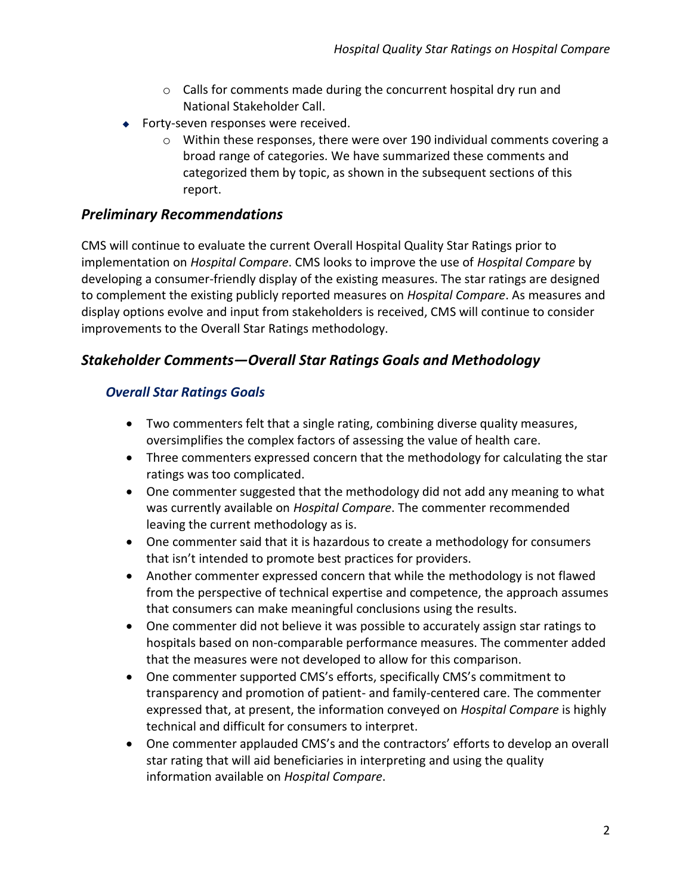- Calls for comments made during the concurrent hospital dry run and National Stakeholder Call.
- Forty-seven responses were received.
  - Within these responses, there were over 190 individual comments covering a broad range of categories. We have summarized these comments and categorized them by topic, as shown in the subsequent sections of this report.

## *Preliminary Recommendations*

CMS will continue to evaluate the current Overall Hospital Quality Star Ratings prior to implementation on *Hospital Compare*. CMS looks to improve the use of *Hospital Compare* by developing a consumer-friendly display of the existing measures. The star ratings are designed to complement the existing publicly reported measures on *Hospital Compare*. As measures and display options evolve and input from stakeholders is received, CMS will continue to consider improvements to the Overall Star Ratings methodology.

## *Stakeholder Comments—Overall Star Ratings Goals and Methodology*

### *Overall Star Ratings Goals*

- Two commenters felt that a single rating, combining diverse quality measures, oversimplifies the complex factors of assessing the value of health care.
- Three commenters expressed concern that the methodology for calculating the star ratings was too complicated.
- One commenter suggested that the methodology did not add any meaning to what was currently available on *Hospital Compare*. The commenter recommended leaving the current methodology as is.
- One commenter said that it is hazardous to create a methodology for consumers that isn't intended to promote best practices for providers.
- Another commenter expressed concern that while the methodology is not flawed from the perspective of technical expertise and competence, the approach assumes that consumers can make meaningful conclusions using the results.
- One commenter did not believe it was possible to accurately assign star ratings to hospitals based on non-comparable performance measures. The commenter added that the measures were not developed to allow for this comparison.
- One commenter supported CMS's efforts, specifically CMS's commitment to transparency and promotion of patient- and family-centered care. The commenter expressed that, at present, the information conveyed on *Hospital Compare* is highly technical and difficult for consumers to interpret.
- One commenter applauded CMS's and the contractors' efforts to develop an overall star rating that will aid beneficiaries in interpreting and using the quality information available on *Hospital Compare*.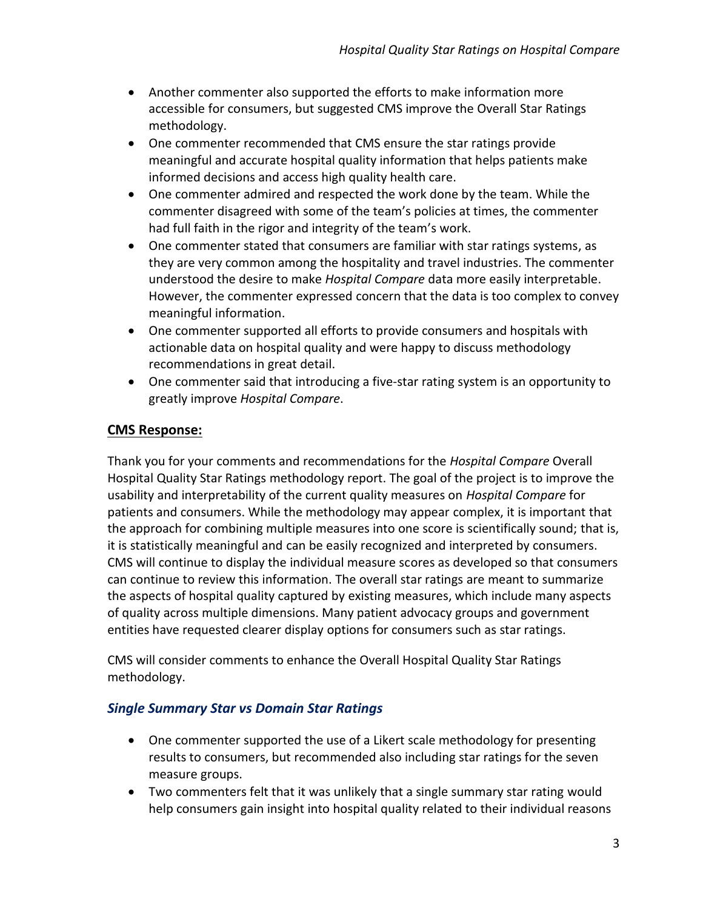- Another commenter also supported the efforts to make information more accessible for consumers, but suggested CMS improve the Overall Star Ratings methodology.
- One commenter recommended that CMS ensure the star ratings provide meaningful and accurate hospital quality information that helps patients make informed decisions and access high quality health care.
- One commenter admired and respected the work done by the team. While the commenter disagreed with some of the team's policies at times, the commenter had full faith in the rigor and integrity of the team's work.
- One commenter stated that consumers are familiar with star ratings systems, as they are very common among the hospitality and travel industries. The commenter understood the desire to make *Hospital Compare* data more easily interpretable. However, the commenter expressed concern that the data is too complex to convey meaningful information.
- One commenter supported all efforts to provide consumers and hospitals with actionable data on hospital quality and were happy to discuss methodology recommendations in great detail.
- One commenter said that introducing a five-star rating system is an opportunity to greatly improve *Hospital Compare*.

**CMS Response:**

Thank you for your comments and recommendations for the *Hospital Compare* Overall Hospital Quality Star Ratings methodology report. The goal of the project is to improve the usability and interpretability of the current quality measures on *Hospital Compare* for patients and consumers. While the methodology may appear complex, it is important that the approach for combining multiple measures into one score is scientifically sound; that is, it is statistically meaningful and can be easily recognized and interpreted by consumers. CMS will continue to display the individual measure scores as developed so that consumers can continue to review this information. The overall star ratings are meant to summarize the aspects of hospital quality captured by existing measures, which include many aspects of quality across multiple dimensions. Many patient advocacy groups and government entities have requested clearer display options for consumers such as star ratings.

CMS will consider comments to enhance the Overall Hospital Quality Star Ratings methodology.

### *Single Summary Star vs Domain Star Ratings*

- One commenter supported the use of a Likert scale methodology for presenting results to consumers, but recommended also including star ratings for the seven measure groups.
- Two commenters felt that it was unlikely that a single summary star rating would help consumers gain insight into hospital quality related to their individual reasons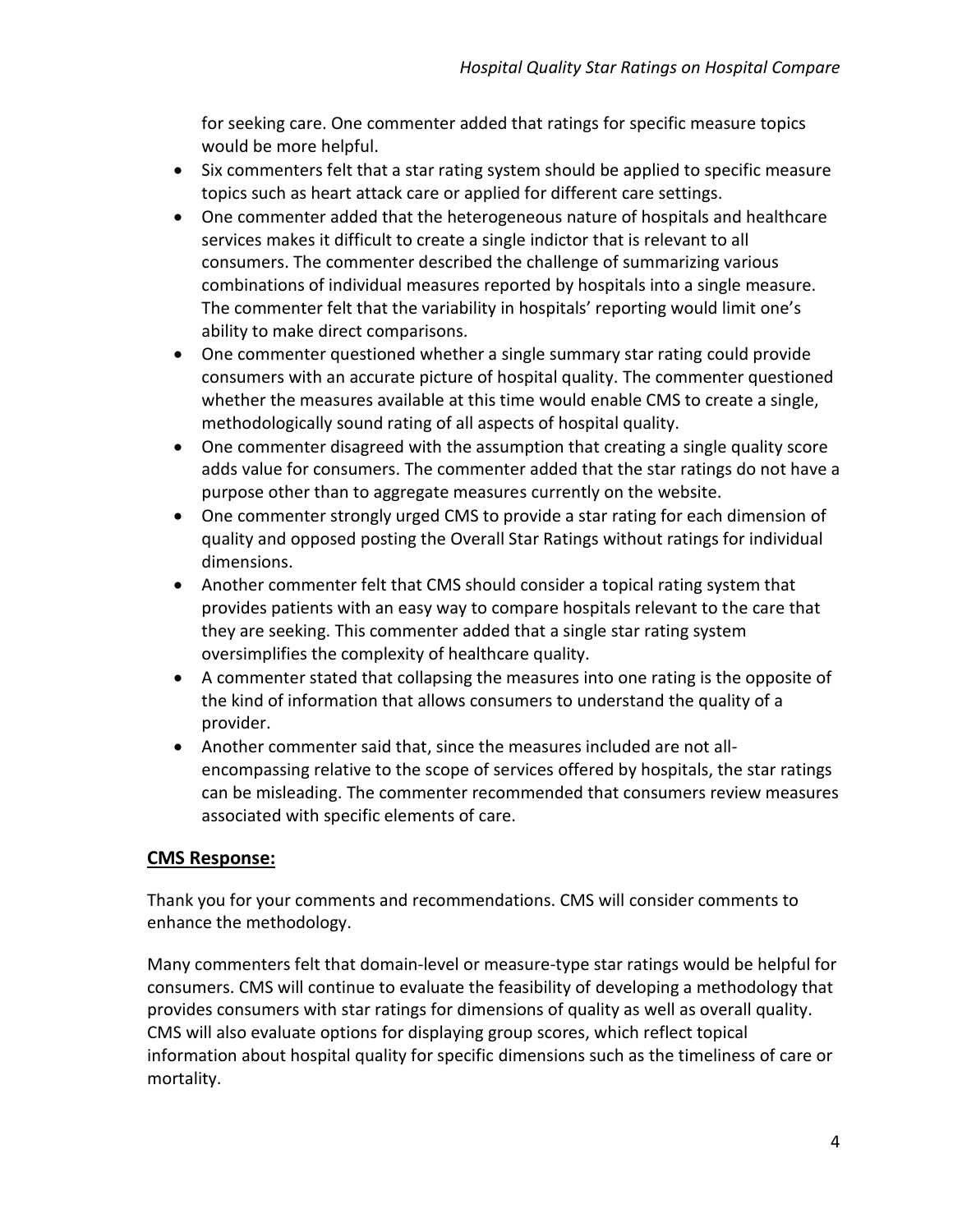for seeking care. One commenter added that ratings for specific measure topics would be more helpful.

- Six commenters felt that a star rating system should be applied to specific measure topics such as heart attack care or applied for different care settings.
- One commenter added that the heterogeneous nature of hospitals and healthcare services makes it difficult to create a single indictor that is relevant to all consumers. The commenter described the challenge of summarizing various combinations of individual measures reported by hospitals into a single measure. The commenter felt that the variability in hospitals' reporting would limit one's ability to make direct comparisons.
- One commenter questioned whether a single summary star rating could provide consumers with an accurate picture of hospital quality. The commenter questioned whether the measures available at this time would enable CMS to create a single, methodologically sound rating of all aspects of hospital quality.
- One commenter disagreed with the assumption that creating a single quality score adds value for consumers. The commenter added that the star ratings do not have a purpose other than to aggregate measures currently on the website.
- One commenter strongly urged CMS to provide a star rating for each dimension of quality and opposed posting the Overall Star Ratings without ratings for individual dimensions.
- Another commenter felt that CMS should consider a topical rating system that provides patients with an easy way to compare hospitals relevant to the care that they are seeking. This commenter added that a single star rating system oversimplifies the complexity of healthcare quality.
- A commenter stated that collapsing the measures into one rating is the opposite of the kind of information that allows consumers to understand the quality of a provider.
- Another commenter said that, since the measures included are not all-encompassing relative to the scope of services offered by hospitals, the star ratings can be misleading. The commenter recommended that consumers review measures associated with specific elements of care.

**CMS Response:**

Thank you for your comments and recommendations. CMS will consider comments to enhance the methodology.

Many commenters felt that domain-level or measure-type star ratings would be helpful for consumers. CMS will continue to evaluate the feasibility of developing a methodology that provides consumers with star ratings for dimensions of quality as well as overall quality. CMS will also evaluate options for displaying group scores, which reflect topical information about hospital quality for specific dimensions such as the timeliness of care or mortality.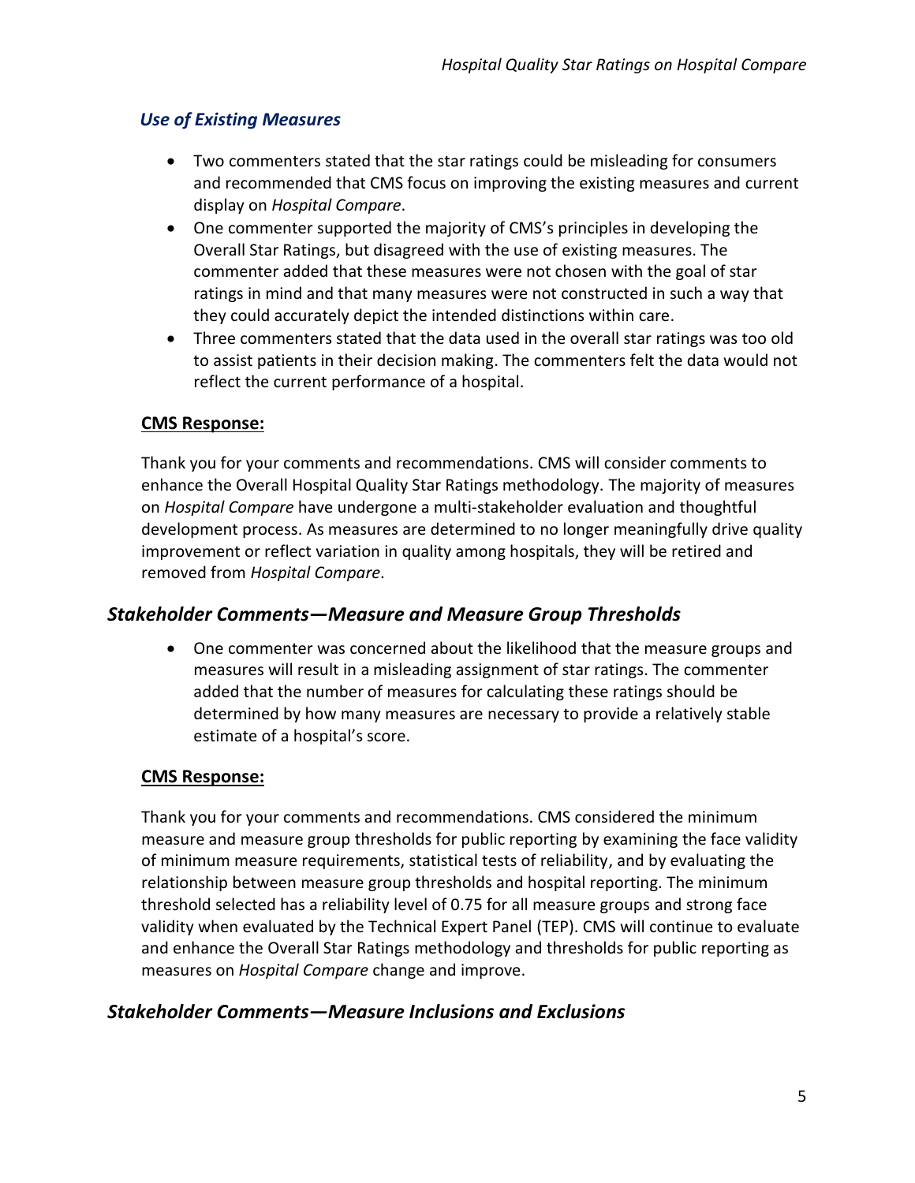### *Use of Existing Measures*

- Two commenters stated that the star ratings could be misleading for consumers and recommended that CMS focus on improving the existing measures and current display on *Hospital Compare*.
- One commenter supported the majority of CMS's principles in developing the Overall Star Ratings, but disagreed with the use of existing measures. The commenter added that these measures were not chosen with the goal of star ratings in mind and that many measures were not constructed in such a way that they could accurately depict the intended distinctions within care.
- Three commenters stated that the data used in the overall star ratings was too old to assist patients in their decision making. The commenters felt the data would not reflect the current performance of a hospital.

**CMS Response:**

Thank you for your comments and recommendations. CMS will consider comments to enhance the Overall Hospital Quality Star Ratings methodology. The majority of measures on *Hospital Compare* have undergone a multi-stakeholder evaluation and thoughtful development process. As measures are determined to no longer meaningfully drive quality improvement or reflect variation in quality among hospitals, they will be retired and removed from *Hospital Compare*.

## *Stakeholder Comments—Measure and Measure Group Thresholds*

- One commenter was concerned about the likelihood that the measure groups and measures will result in a misleading assignment of star ratings. The commenter added that the number of measures for calculating these ratings should be determined by how many measures are necessary to provide a relatively stable estimate of a hospital's score.

**CMS Response:**

Thank you for your comments and recommendations. CMS considered the minimum measure and measure group thresholds for public reporting by examining the face validity of minimum measure requirements, statistical tests of reliability, and by evaluating the relationship between measure group thresholds and hospital reporting. The minimum threshold selected has a reliability level of 0.75 for all measure groups and strong face validity when evaluated by the Technical Expert Panel (TEP). CMS will continue to evaluate and enhance the Overall Star Ratings methodology and thresholds for public reporting as measures on *Hospital Compare* change and improve.

## *Stakeholder Comments—Measure Inclusions and Exclusions*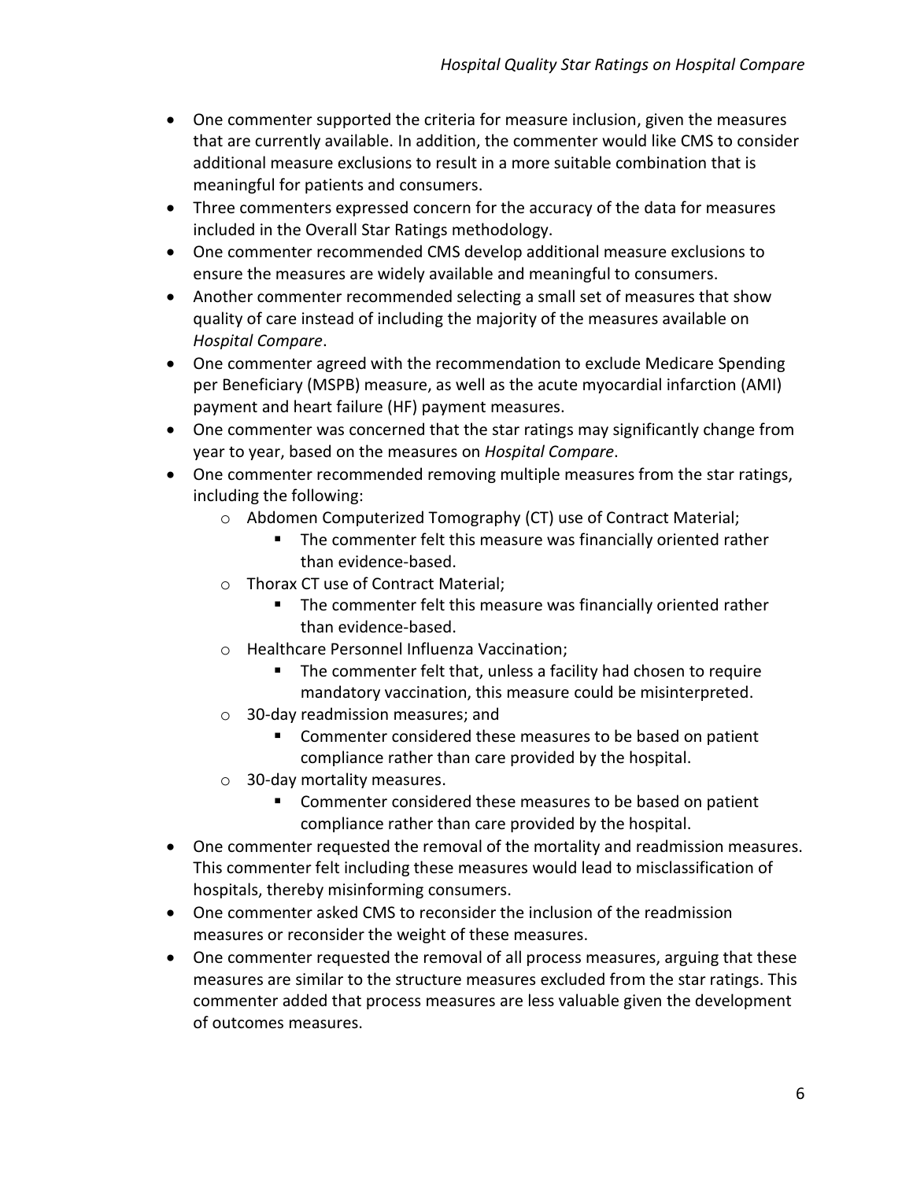- One commenter supported the criteria for measure inclusion, given the measures that are currently available. In addition, the commenter would like CMS to consider additional measure exclusions to result in a more suitable combination that is meaningful for patients and consumers.
- Three commenters expressed concern for the accuracy of the data for measures included in the Overall Star Ratings methodology.
- One commenter recommended CMS develop additional measure exclusions to ensure the measures are widely available and meaningful to consumers.
- Another commenter recommended selecting a small set of measures that show quality of care instead of including the majority of the measures available on *Hospital Compare*.
- One commenter agreed with the recommendation to exclude Medicare Spending per Beneficiary (MSPB) measure, as well as the acute myocardial infarction (AMI) payment and heart failure (HF) payment measures.
- One commenter was concerned that the star ratings may significantly change from year to year, based on the measures on *Hospital Compare*.
- One commenter recommended removing multiple measures from the star ratings, including the following:
  - Abdomen Computerized Tomography (CT) use of Contract Material;
    - The commenter felt this measure was financially oriented rather than evidence-based.
  - Thorax CT use of Contract Material;
    - The commenter felt this measure was financially oriented rather than evidence-based.
  - Healthcare Personnel Influenza Vaccination;
    - The commenter felt that, unless a facility had chosen to require mandatory vaccination, this measure could be misinterpreted.
  - 30-day readmission measures; and
    - Commenter considered these measures to be based on patient compliance rather than care provided by the hospital.
  - 30-day mortality measures.
    - Commenter considered these measures to be based on patient compliance rather than care provided by the hospital.
- One commenter requested the removal of the mortality and readmission measures. This commenter felt including these measures would lead to misclassification of hospitals, thereby misinforming consumers.
- One commenter asked CMS to reconsider the inclusion of the readmission measures or reconsider the weight of these measures.
- One commenter requested the removal of all process measures, arguing that these measures are similar to the structure measures excluded from the star ratings. This commenter added that process measures are less valuable given the development of outcomes measures.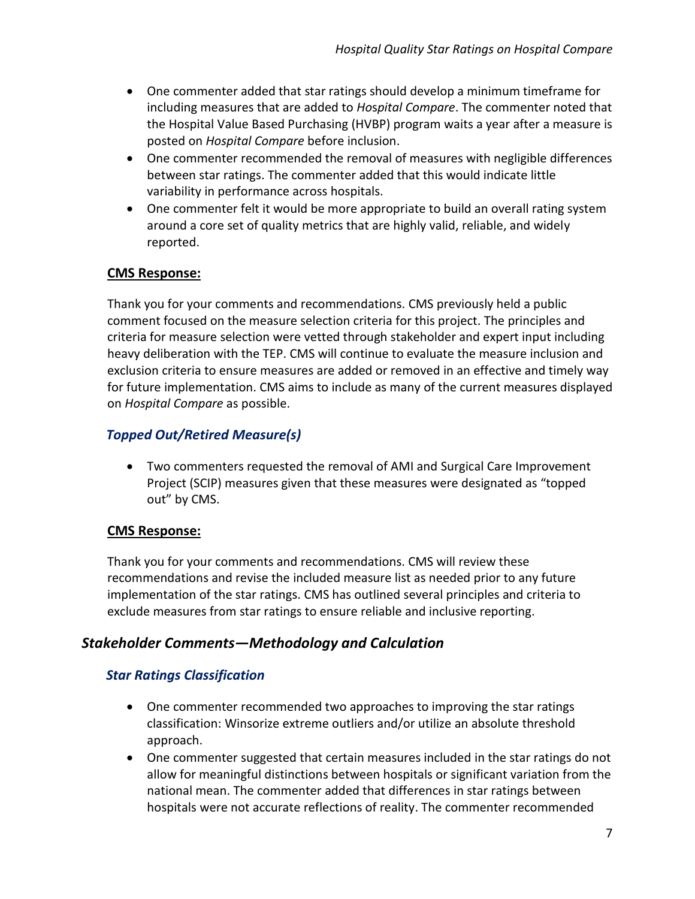- One commenter added that star ratings should develop a minimum timeframe for including measures that are added to *Hospital Compare*. The commenter noted that the Hospital Value Based Purchasing (HVBP) program waits a year after a measure is posted on *Hospital Compare* before inclusion.
- One commenter recommended the removal of measures with negligible differences between star ratings. The commenter added that this would indicate little variability in performance across hospitals.
- One commenter felt it would be more appropriate to build an overall rating system around a core set of quality metrics that are highly valid, reliable, and widely reported.

**CMS Response:**

Thank you for your comments and recommendations. CMS previously held a public comment focused on the measure selection criteria for this project. The principles and criteria for measure selection were vetted through stakeholder and expert input including heavy deliberation with the TEP. CMS will continue to evaluate the measure inclusion and exclusion criteria to ensure measures are added or removed in an effective and timely way for future implementation. CMS aims to include as many of the current measures displayed on *Hospital Compare* as possible.

### *Topped Out/Retired Measure(s)*

- Two commenters requested the removal of AMI and Surgical Care Improvement Project (SCIP) measures given that these measures were designated as "topped out" by CMS.

**CMS Response:**

Thank you for your comments and recommendations. CMS will review these recommendations and revise the included measure list as needed prior to any future implementation of the star ratings. CMS has outlined several principles and criteria to exclude measures from star ratings to ensure reliable and inclusive reporting.

## *Stakeholder Comments—Methodology and Calculation*

### *Star Ratings Classification*

- One commenter recommended two approaches to improving the star ratings classification: Winsorize extreme outliers and/or utilize an absolute threshold approach.
- One commenter suggested that certain measures included in the star ratings do not allow for meaningful distinctions between hospitals or significant variation from the national mean. The commenter added that differences in star ratings between hospitals were not accurate reflections of reality. The commenter recommended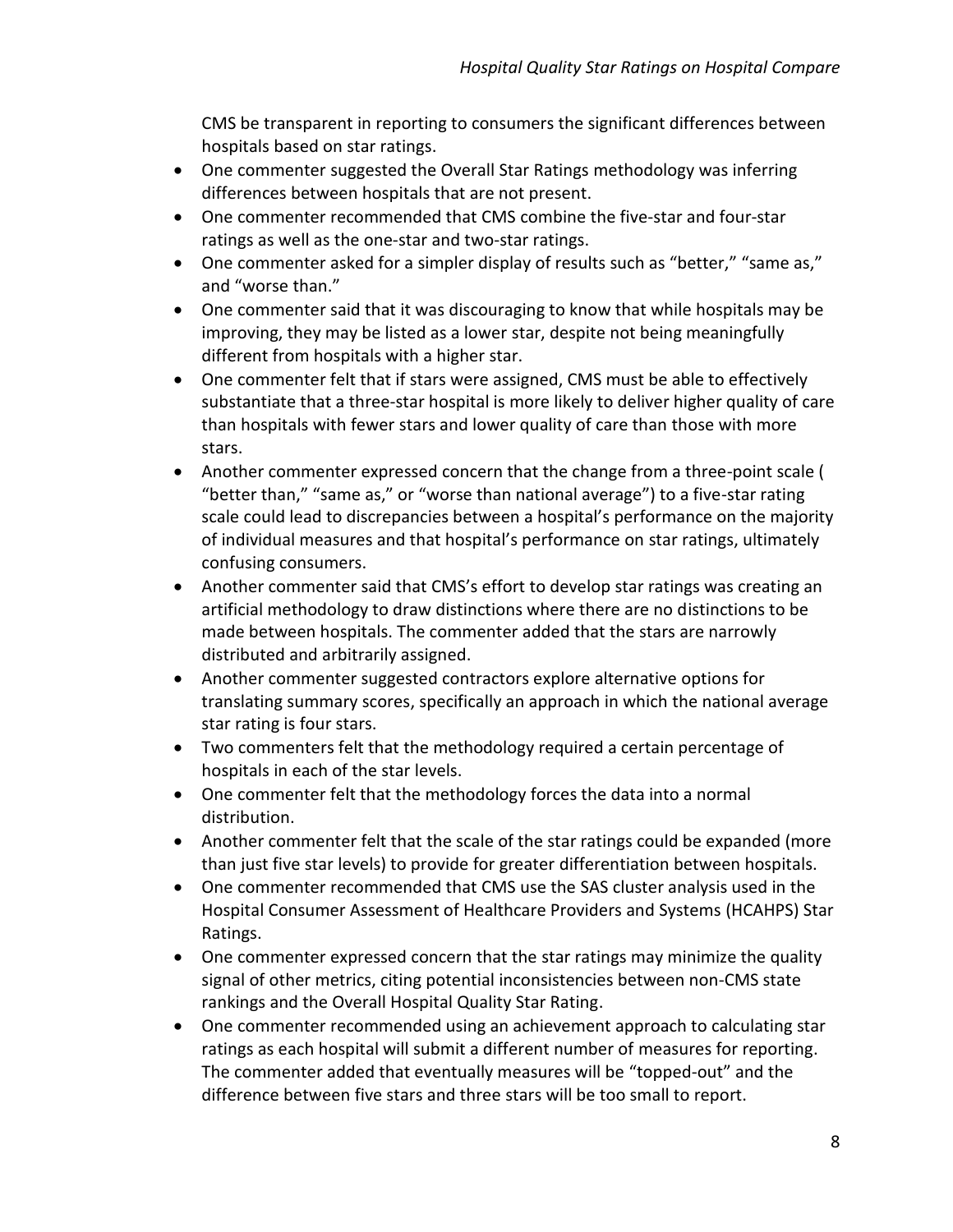CMS be transparent in reporting to consumers the significant differences between hospitals based on star ratings.

- One commenter suggested the Overall Star Ratings methodology was inferring differences between hospitals that are not present.
- One commenter recommended that CMS combine the five-star and four-star ratings as well as the one-star and two-star ratings.
- One commenter asked for a simpler display of results such as "better," "same as," and "worse than."
- One commenter said that it was discouraging to know that while hospitals may be improving, they may be listed as a lower star, despite not being meaningfully different from hospitals with a higher star.
- One commenter felt that if stars were assigned, CMS must be able to effectively substantiate that a three-star hospital is more likely to deliver higher quality of care than hospitals with fewer stars and lower quality of care than those with more stars.
- Another commenter expressed concern that the change from a three-point scale ( "better than," "same as," or "worse than national average") to a five-star rating scale could lead to discrepancies between a hospital's performance on the majority of individual measures and that hospital's performance on star ratings, ultimately confusing consumers.
- Another commenter said that CMS's effort to develop star ratings was creating an artificial methodology to draw distinctions where there are no distinctions to be made between hospitals. The commenter added that the stars are narrowly distributed and arbitrarily assigned.
- Another commenter suggested contractors explore alternative options for translating summary scores, specifically an approach in which the national average star rating is four stars.
- Two commenters felt that the methodology required a certain percentage of hospitals in each of the star levels.
- One commenter felt that the methodology forces the data into a normal distribution.
- Another commenter felt that the scale of the star ratings could be expanded (more than just five star levels) to provide for greater differentiation between hospitals.
- One commenter recommended that CMS use the SAS cluster analysis used in the Hospital Consumer Assessment of Healthcare Providers and Systems (HCAHPS) Star Ratings.
- One commenter expressed concern that the star ratings may minimize the quality signal of other metrics, citing potential inconsistencies between non-CMS state rankings and the Overall Hospital Quality Star Rating.
- One commenter recommended using an achievement approach to calculating star ratings as each hospital will submit a different number of measures for reporting. The commenter added that eventually measures will be "topped-out" and the difference between five stars and three stars will be too small to report.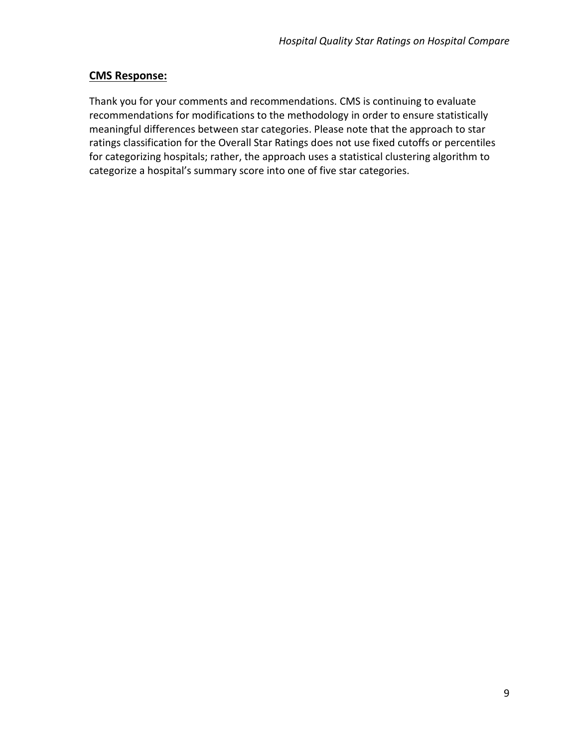**CMS Response:**

Thank you for your comments and recommendations. CMS is continuing to evaluate recommendations for modifications to the methodology in order to ensure statistically meaningful differences between star categories. Please note that the approach to star ratings classification for the Overall Star Ratings does not use fixed cutoffs or percentiles for categorizing hospitals; rather, the approach uses a statistical clustering algorithm to categorize a hospital's summary score into one of five star categories.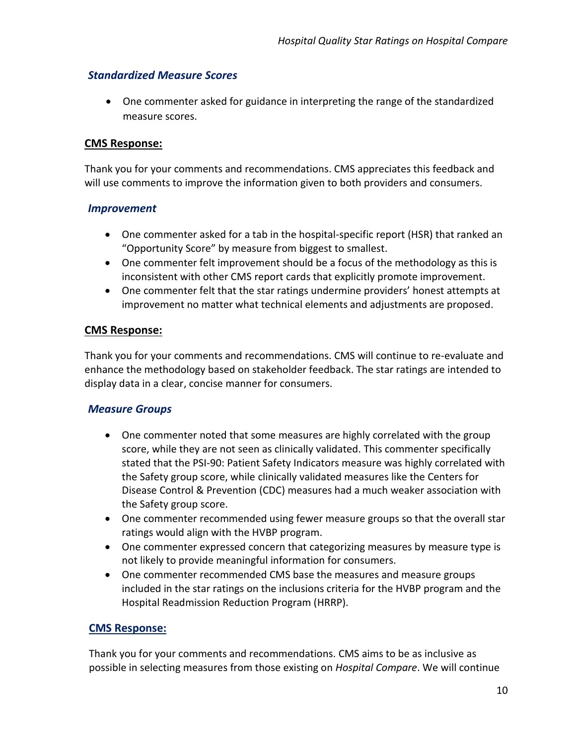### *Standardized Measure Scores*

- One commenter asked for guidance in interpreting the range of the standardized measure scores.

**CMS Response:**

Thank you for your comments and recommendations. CMS appreciates this feedback and will use comments to improve the information given to both providers and consumers.

### *Improvement*

- One commenter asked for a tab in the hospital-specific report (HSR) that ranked an "Opportunity Score" by measure from biggest to smallest.
- One commenter felt improvement should be a focus of the methodology as this is inconsistent with other CMS report cards that explicitly promote improvement.
- One commenter felt that the star ratings undermine providers' honest attempts at improvement no matter what technical elements and adjustments are proposed.

**CMS Response:**

Thank you for your comments and recommendations. CMS will continue to re-evaluate and enhance the methodology based on stakeholder feedback. The star ratings are intended to display data in a clear, concise manner for consumers.

### *Measure Groups*

- One commenter noted that some measures are highly correlated with the group score, while they are not seen as clinically validated. This commenter specifically stated that the PSI-90: Patient Safety Indicators measure was highly correlated with the Safety group score, while clinically validated measures like the Centers for Disease Control & Prevention (CDC) measures had a much weaker association with the Safety group score.
- One commenter recommended using fewer measure groups so that the overall star ratings would align with the HVBP program.
- One commenter expressed concern that categorizing measures by measure type is not likely to provide meaningful information for consumers.
- One commenter recommended CMS base the measures and measure groups included in the star ratings on the inclusions criteria for the HVBP program and the Hospital Readmission Reduction Program (HRRP).

**CMS Response:**

Thank you for your comments and recommendations. CMS aims to be as inclusive as possible in selecting measures from those existing on *Hospital Compare*. We will continue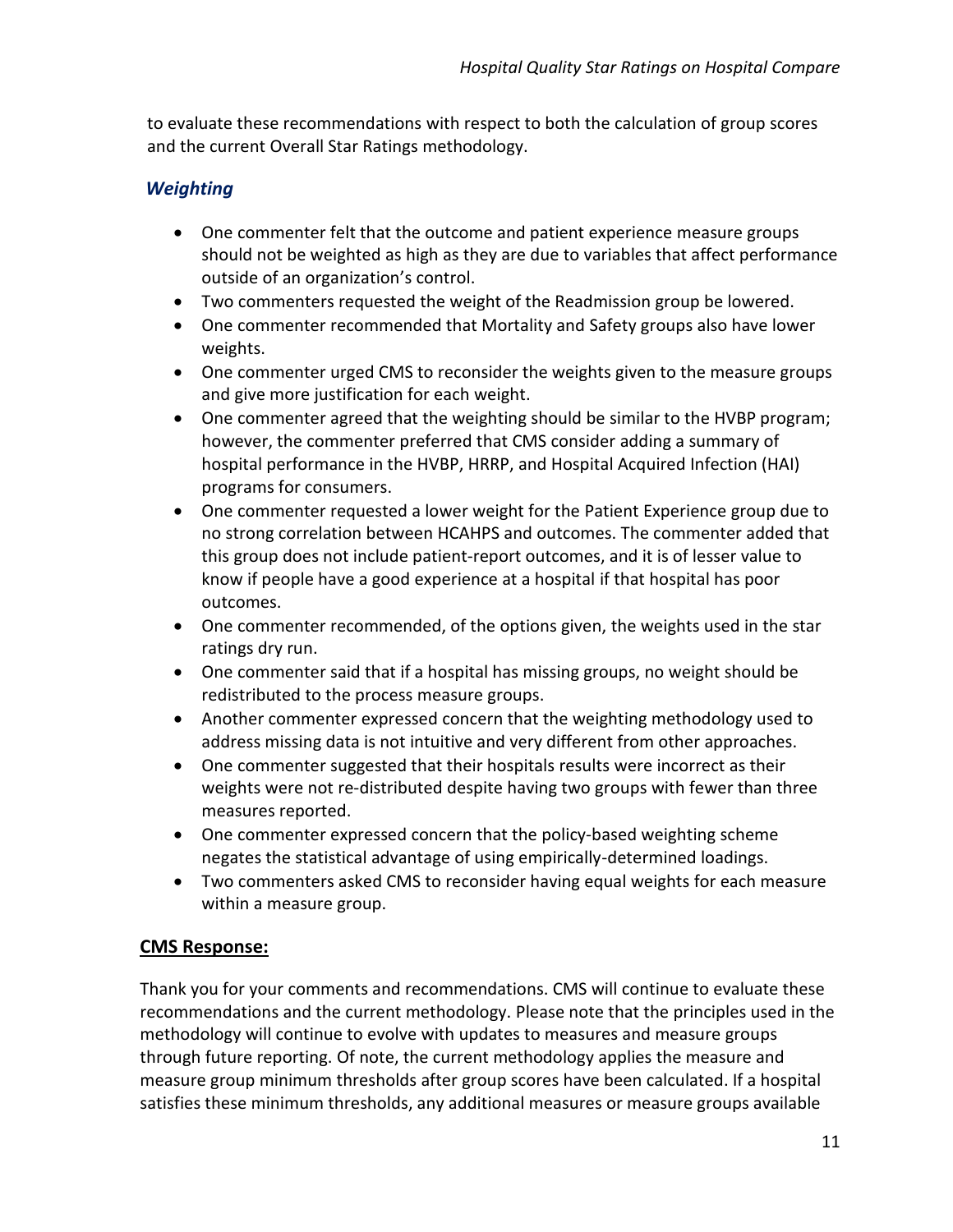to evaluate these recommendations with respect to both the calculation of group scores and the current Overall Star Ratings methodology.

### *Weighting*

- One commenter felt that the outcome and patient experience measure groups should not be weighted as high as they are due to variables that affect performance outside of an organization's control.
- Two commenters requested the weight of the Readmission group be lowered.
- One commenter recommended that Mortality and Safety groups also have lower weights.
- One commenter urged CMS to reconsider the weights given to the measure groups and give more justification for each weight.
- One commenter agreed that the weighting should be similar to the HVBP program; however, the commenter preferred that CMS consider adding a summary of hospital performance in the HVBP, HRRP, and Hospital Acquired Infection (HAI) programs for consumers.
- One commenter requested a lower weight for the Patient Experience group due to no strong correlation between HCAHPS and outcomes. The commenter added that this group does not include patient-report outcomes, and it is of lesser value to know if people have a good experience at a hospital if that hospital has poor outcomes.
- One commenter recommended, of the options given, the weights used in the star ratings dry run.
- One commenter said that if a hospital has missing groups, no weight should be redistributed to the process measure groups.
- Another commenter expressed concern that the weighting methodology used to address missing data is not intuitive and very different from other approaches.
- One commenter suggested that their hospitals results were incorrect as their weights were not re-distributed despite having two groups with fewer than three measures reported.
- One commenter expressed concern that the policy-based weighting scheme negates the statistical advantage of using empirically-determined loadings.
- Two commenters asked CMS to reconsider having equal weights for each measure within a measure group.

**<u>CMS Response:</u>**

Thank you for your comments and recommendations. CMS will continue to evaluate these recommendations and the current methodology. Please note that the principles used in the methodology will continue to evolve with updates to measures and measure groups through future reporting. Of note, the current methodology applies the measure and measure group minimum thresholds after group scores have been calculated. If a hospital satisfies these minimum thresholds, any additional measures or measure groups available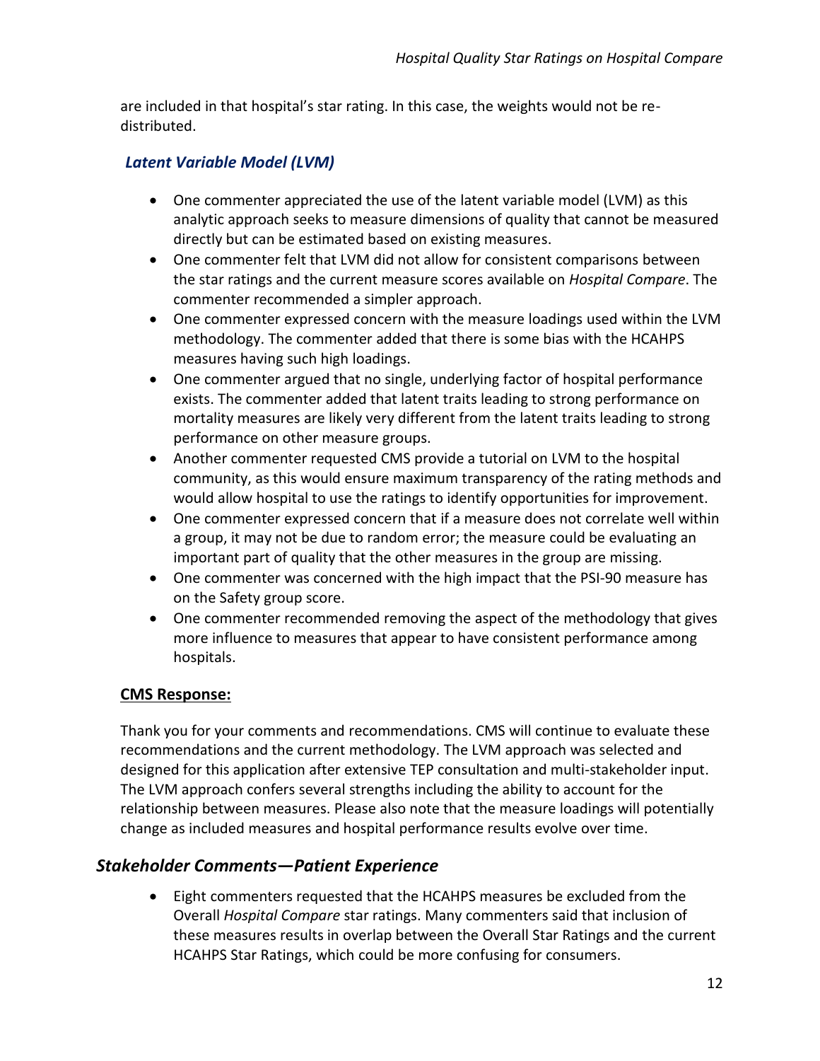are included in that hospital's star rating. In this case, the weights would not be re-distributed.

### *Latent Variable Model (LVM)*

- One commenter appreciated the use of the latent variable model (LVM) as this analytic approach seeks to measure dimensions of quality that cannot be measured directly but can be estimated based on existing measures.
- One commenter felt that LVM did not allow for consistent comparisons between the star ratings and the current measure scores available on *Hospital Compare*. The commenter recommended a simpler approach.
- One commenter expressed concern with the measure loadings used within the LVM methodology. The commenter added that there is some bias with the HCAHPS measures having such high loadings.
- One commenter argued that no single, underlying factor of hospital performance exists. The commenter added that latent traits leading to strong performance on mortality measures are likely very different from the latent traits leading to strong performance on other measure groups.
- Another commenter requested CMS provide a tutorial on LVM to the hospital community, as this would ensure maximum transparency of the rating methods and would allow hospital to use the ratings to identify opportunities for improvement.
- One commenter expressed concern that if a measure does not correlate well within a group, it may not be due to random error; the measure could be evaluating an important part of quality that the other measures in the group are missing.
- One commenter was concerned with the high impact that the PSI-90 measure has on the Safety group score.
- One commenter recommended removing the aspect of the methodology that gives more influence to measures that appear to have consistent performance among hospitals.

**CMS Response:**

Thank you for your comments and recommendations. CMS will continue to evaluate these recommendations and the current methodology. The LVM approach was selected and designed for this application after extensive TEP consultation and multi-stakeholder input. The LVM approach confers several strengths including the ability to account for the relationship between measures. Please also note that the measure loadings will potentially change as included measures and hospital performance results evolve over time.

## *Stakeholder Comments—Patient Experience*

- Eight commenters requested that the HCAHPS measures be excluded from the Overall *Hospital Compare* star ratings. Many commenters said that inclusion of these measures results in overlap between the Overall Star Ratings and the current HCAHPS Star Ratings, which could be more confusing for consumers.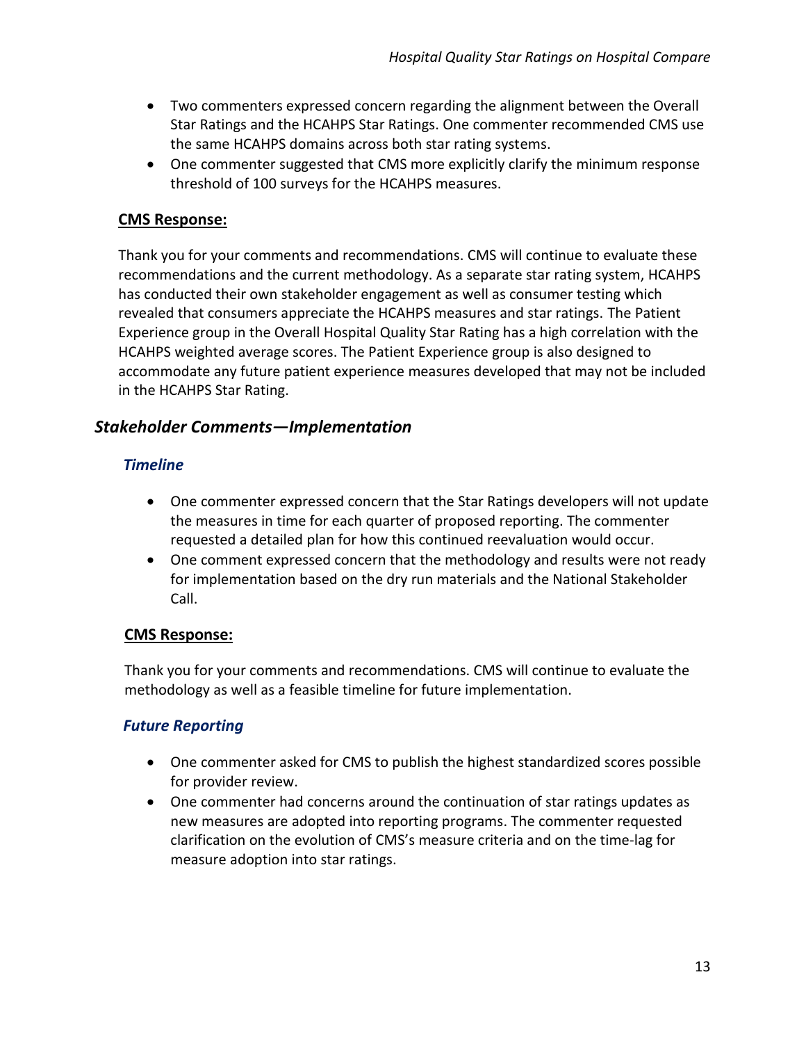- Two commenters expressed concern regarding the alignment between the Overall Star Ratings and the HCAHPS Star Ratings. One commenter recommended CMS use the same HCAHPS domains across both star rating systems.
- One commenter suggested that CMS more explicitly clarify the minimum response threshold of 100 surveys for the HCAHPS measures.

**CMS Response:**

Thank you for your comments and recommendations. CMS will continue to evaluate these recommendations and the current methodology. As a separate star rating system, HCAHPS has conducted their own stakeholder engagement as well as consumer testing which revealed that consumers appreciate the HCAHPS measures and star ratings. The Patient Experience group in the Overall Hospital Quality Star Rating has a high correlation with the HCAHPS weighted average scores. The Patient Experience group is also designed to accommodate any future patient experience measures developed that may not be included in the HCAHPS Star Rating.

## *Stakeholder Comments—Implementation*

### *Timeline*

- One commenter expressed concern that the Star Ratings developers will not update the measures in time for each quarter of proposed reporting. The commenter requested a detailed plan for how this continued reevaluation would occur.
- One comment expressed concern that the methodology and results were not ready for implementation based on the dry run materials and the National Stakeholder Call.

**CMS Response:**

Thank you for your comments and recommendations. CMS will continue to evaluate the methodology as well as a feasible timeline for future implementation.

### *Future Reporting*

- One commenter asked for CMS to publish the highest standardized scores possible for provider review.
- One commenter had concerns around the continuation of star ratings updates as new measures are adopted into reporting programs. The commenter requested clarification on the evolution of CMS's measure criteria and on the time-lag for measure adoption into star ratings.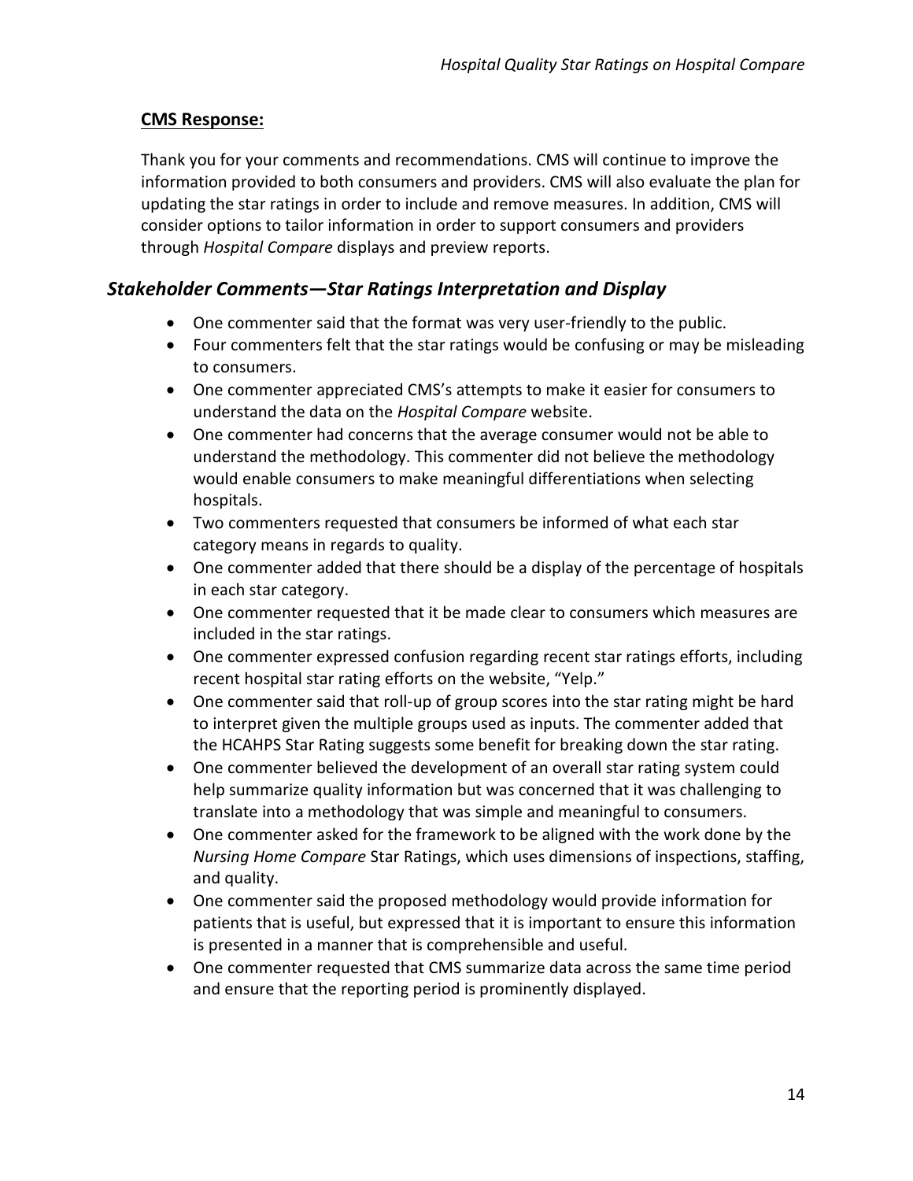**CMS Response:**

Thank you for your comments and recommendations. CMS will continue to improve the information provided to both consumers and providers. CMS will also evaluate the plan for updating the star ratings in order to include and remove measures. In addition, CMS will consider options to tailor information in order to support consumers and providers through *Hospital Compare* displays and preview reports.

## *Stakeholder Comments—Star Ratings Interpretation and Display*

- One commenter said that the format was very user-friendly to the public.
- Four commenters felt that the star ratings would be confusing or may be misleading to consumers.
- One commenter appreciated CMS's attempts to make it easier for consumers to understand the data on the *Hospital Compare* website.
- One commenter had concerns that the average consumer would not be able to understand the methodology. This commenter did not believe the methodology would enable consumers to make meaningful differentiations when selecting hospitals.
- Two commenters requested that consumers be informed of what each star category means in regards to quality.
- One commenter added that there should be a display of the percentage of hospitals in each star category.
- One commenter requested that it be made clear to consumers which measures are included in the star ratings.
- One commenter expressed confusion regarding recent star ratings efforts, including recent hospital star rating efforts on the website, "Yelp."
- One commenter said that roll-up of group scores into the star rating might be hard to interpret given the multiple groups used as inputs. The commenter added that the HCAHPS Star Rating suggests some benefit for breaking down the star rating.
- One commenter believed the development of an overall star rating system could help summarize quality information but was concerned that it was challenging to translate into a methodology that was simple and meaningful to consumers.
- One commenter asked for the framework to be aligned with the work done by the *Nursing Home Compare* Star Ratings, which uses dimensions of inspections, staffing, and quality.
- One commenter said the proposed methodology would provide information for patients that is useful, but expressed that it is important to ensure this information is presented in a manner that is comprehensible and useful.
- One commenter requested that CMS summarize data across the same time period and ensure that the reporting period is prominently displayed.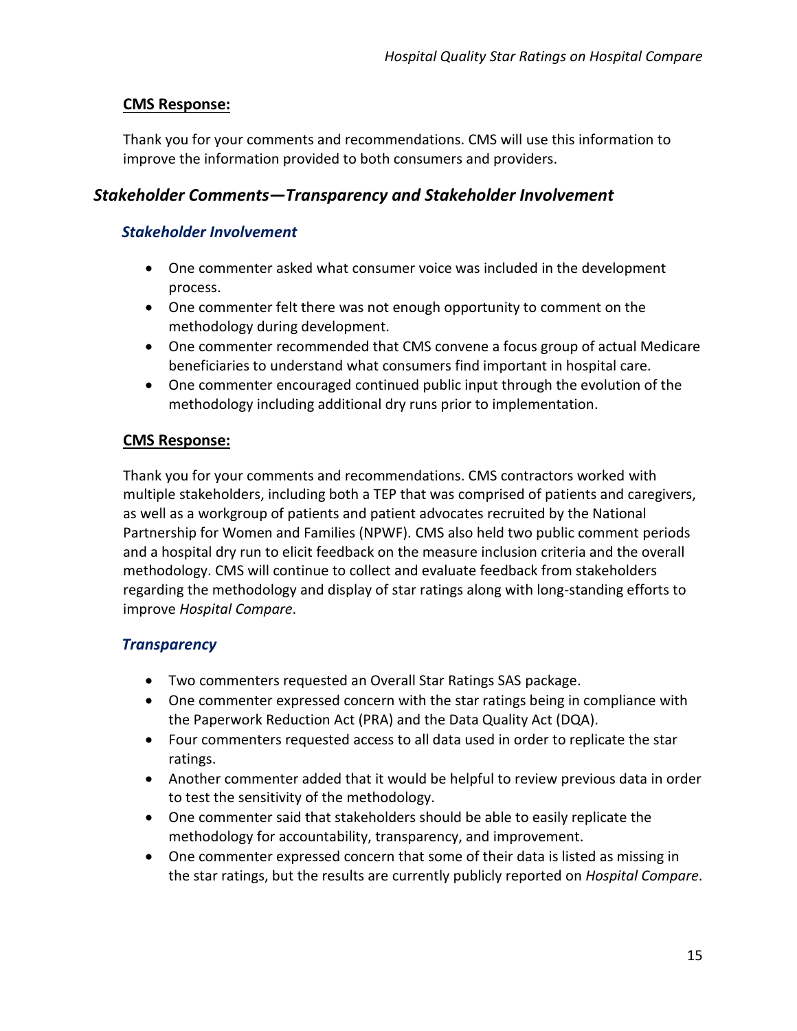**CMS Response:**

Thank you for your comments and recommendations. CMS will use this information to improve the information provided to both consumers and providers.

## *Stakeholder Comments—Transparency and Stakeholder Involvement*

### *Stakeholder Involvement*

- One commenter asked what consumer voice was included in the development process.
- One commenter felt there was not enough opportunity to comment on the methodology during development.
- One commenter recommended that CMS convene a focus group of actual Medicare beneficiaries to understand what consumers find important in hospital care.
- One commenter encouraged continued public input through the evolution of the methodology including additional dry runs prior to implementation.

**CMS Response:**

Thank you for your comments and recommendations. CMS contractors worked with multiple stakeholders, including both a TEP that was comprised of patients and caregivers, as well as a workgroup of patients and patient advocates recruited by the National Partnership for Women and Families (NPWF). CMS also held two public comment periods and a hospital dry run to elicit feedback on the measure inclusion criteria and the overall methodology. CMS will continue to collect and evaluate feedback from stakeholders regarding the methodology and display of star ratings along with long-standing efforts to improve *Hospital Compare*.

### *Transparency*

- Two commenters requested an Overall Star Ratings SAS package.
- One commenter expressed concern with the star ratings being in compliance with the Paperwork Reduction Act (PRA) and the Data Quality Act (DQA).
- Four commenters requested access to all data used in order to replicate the star ratings.
- Another commenter added that it would be helpful to review previous data in order to test the sensitivity of the methodology.
- One commenter said that stakeholders should be able to easily replicate the methodology for accountability, transparency, and improvement.
- One commenter expressed concern that some of their data is listed as missing in the star ratings, but the results are currently publicly reported on *Hospital Compare*.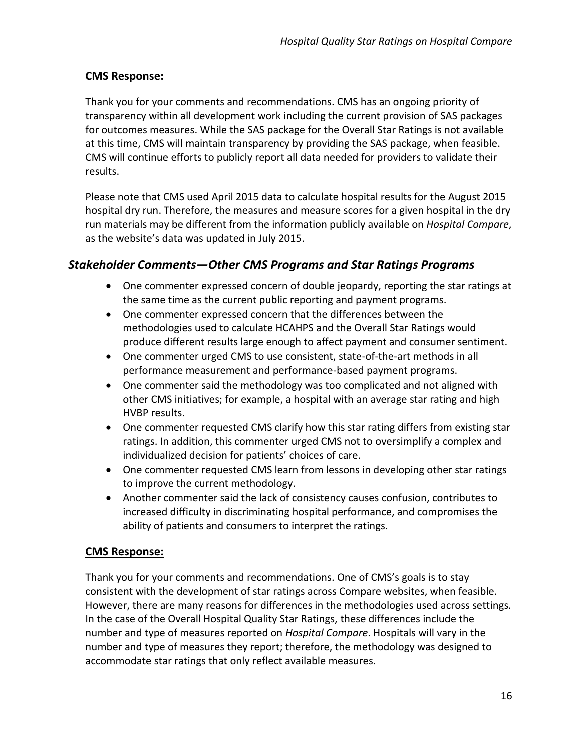**CMS Response:**

Thank you for your comments and recommendations. CMS has an ongoing priority of transparency within all development work including the current provision of SAS packages for outcomes measures. While the SAS package for the Overall Star Ratings is not available at this time, CMS will maintain transparency by providing the SAS package, when feasible. CMS will continue efforts to publicly report all data needed for providers to validate their results.

Please note that CMS used April 2015 data to calculate hospital results for the August 2015 hospital dry run. Therefore, the measures and measure scores for a given hospital in the dry run materials may be different from the information publicly available on *Hospital Compare*, as the website's data was updated in July 2015.

## *Stakeholder Comments—Other CMS Programs and Star Ratings Programs*

- One commenter expressed concern of double jeopardy, reporting the star ratings at the same time as the current public reporting and payment programs.
- One commenter expressed concern that the differences between the methodologies used to calculate HCAHPS and the Overall Star Ratings would produce different results large enough to affect payment and consumer sentiment.
- One commenter urged CMS to use consistent, state-of-the-art methods in all performance measurement and performance-based payment programs.
- One commenter said the methodology was too complicated and not aligned with other CMS initiatives; for example, a hospital with an average star rating and high HVBP results.
- One commenter requested CMS clarify how this star rating differs from existing star ratings. In addition, this commenter urged CMS not to oversimplify a complex and individualized decision for patients' choices of care.
- One commenter requested CMS learn from lessons in developing other star ratings to improve the current methodology.
- Another commenter said the lack of consistency causes confusion, contributes to increased difficulty in discriminating hospital performance, and compromises the ability of patients and consumers to interpret the ratings.

**CMS Response:**

Thank you for your comments and recommendations. One of CMS's goals is to stay consistent with the development of star ratings across Compare websites, when feasible. However, there are many reasons for differences in the methodologies used across settings. In the case of the Overall Hospital Quality Star Ratings, these differences include the number and type of measures reported on *Hospital Compare*. Hospitals will vary in the number and type of measures they report; therefore, the methodology was designed to accommodate star ratings that only reflect available measures.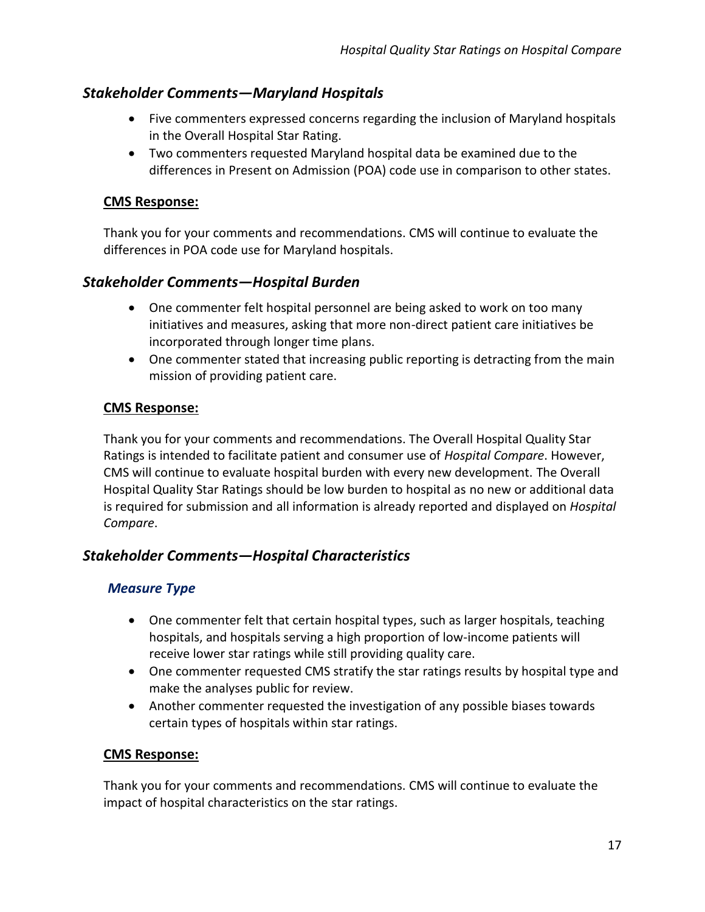## *Stakeholder Comments—Maryland Hospitals*

- Five commenters expressed concerns regarding the inclusion of Maryland hospitals in the Overall Hospital Star Rating.
- Two commenters requested Maryland hospital data be examined due to the differences in Present on Admission (POA) code use in comparison to other states.

**CMS Response:**

Thank you for your comments and recommendations. CMS will continue to evaluate the differences in POA code use for Maryland hospitals.

## *Stakeholder Comments—Hospital Burden*

- One commenter felt hospital personnel are being asked to work on too many initiatives and measures, asking that more non-direct patient care initiatives be incorporated through longer time plans.
- One commenter stated that increasing public reporting is detracting from the main mission of providing patient care.

**CMS Response:**

Thank you for your comments and recommendations. The Overall Hospital Quality Star Ratings is intended to facilitate patient and consumer use of *Hospital Compare*. However, CMS will continue to evaluate hospital burden with every new development. The Overall Hospital Quality Star Ratings should be low burden to hospital as no new or additional data is required for submission and all information is already reported and displayed on *Hospital Compare*.

## *Stakeholder Comments—Hospital Characteristics*

### *Measure Type*

- One commenter felt that certain hospital types, such as larger hospitals, teaching hospitals, and hospitals serving a high proportion of low-income patients will receive lower star ratings while still providing quality care.
- One commenter requested CMS stratify the star ratings results by hospital type and make the analyses public for review.
- Another commenter requested the investigation of any possible biases towards certain types of hospitals within star ratings.

**CMS Response:**

Thank you for your comments and recommendations. CMS will continue to evaluate the impact of hospital characteristics on the star ratings.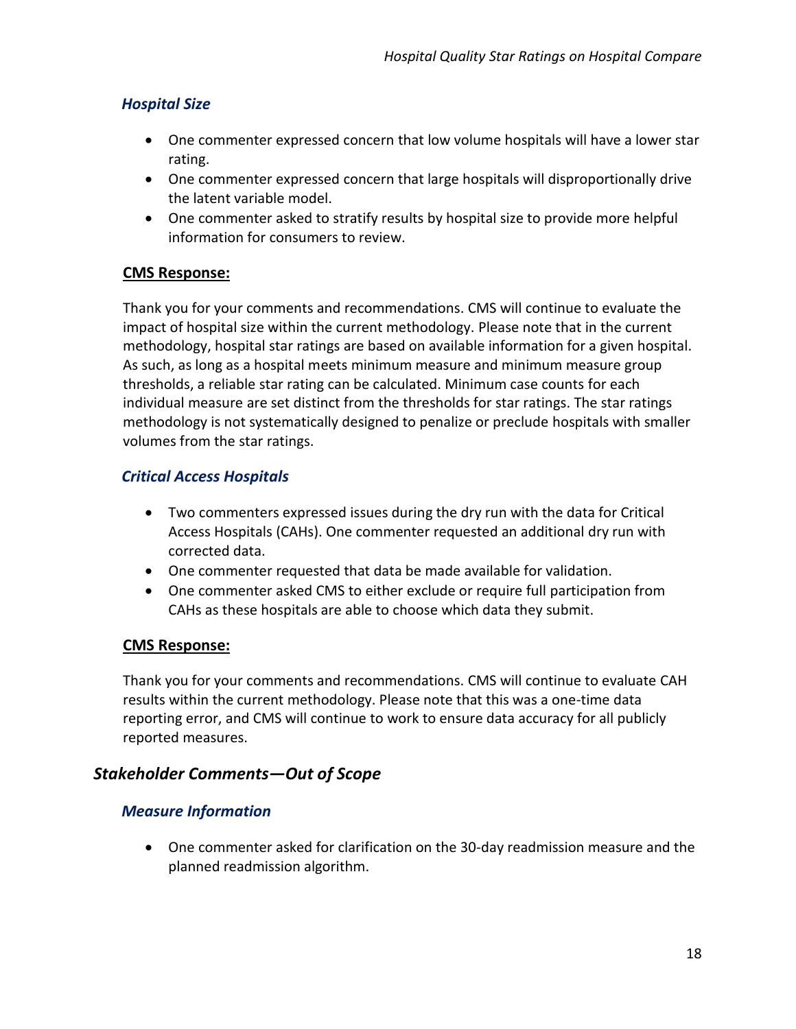### *Hospital Size*

- One commenter expressed concern that low volume hospitals will have a lower star rating.
- One commenter expressed concern that large hospitals will disproportionally drive the latent variable model.
- One commenter asked to stratify results by hospital size to provide more helpful information for consumers to review.

**CMS Response:**

Thank you for your comments and recommendations. CMS will continue to evaluate the impact of hospital size within the current methodology. Please note that in the current methodology, hospital star ratings are based on available information for a given hospital. As such, as long as a hospital meets minimum measure and minimum measure group thresholds, a reliable star rating can be calculated. Minimum case counts for each individual measure are set distinct from the thresholds for star ratings. The star ratings methodology is not systematically designed to penalize or preclude hospitals with smaller volumes from the star ratings.

### *Critical Access Hospitals*

- Two commenters expressed issues during the dry run with the data for Critical Access Hospitals (CAHs). One commenter requested an additional dry run with corrected data.
- One commenter requested that data be made available for validation.
- One commenter asked CMS to either exclude or require full participation from CAHs as these hospitals are able to choose which data they submit.

**CMS Response:**

Thank you for your comments and recommendations. CMS will continue to evaluate CAH results within the current methodology. Please note that this was a one-time data reporting error, and CMS will continue to work to ensure data accuracy for all publicly reported measures.

## *Stakeholder Comments—Out of Scope*

### *Measure Information*

- One commenter asked for clarification on the 30-day readmission measure and the planned readmission algorithm.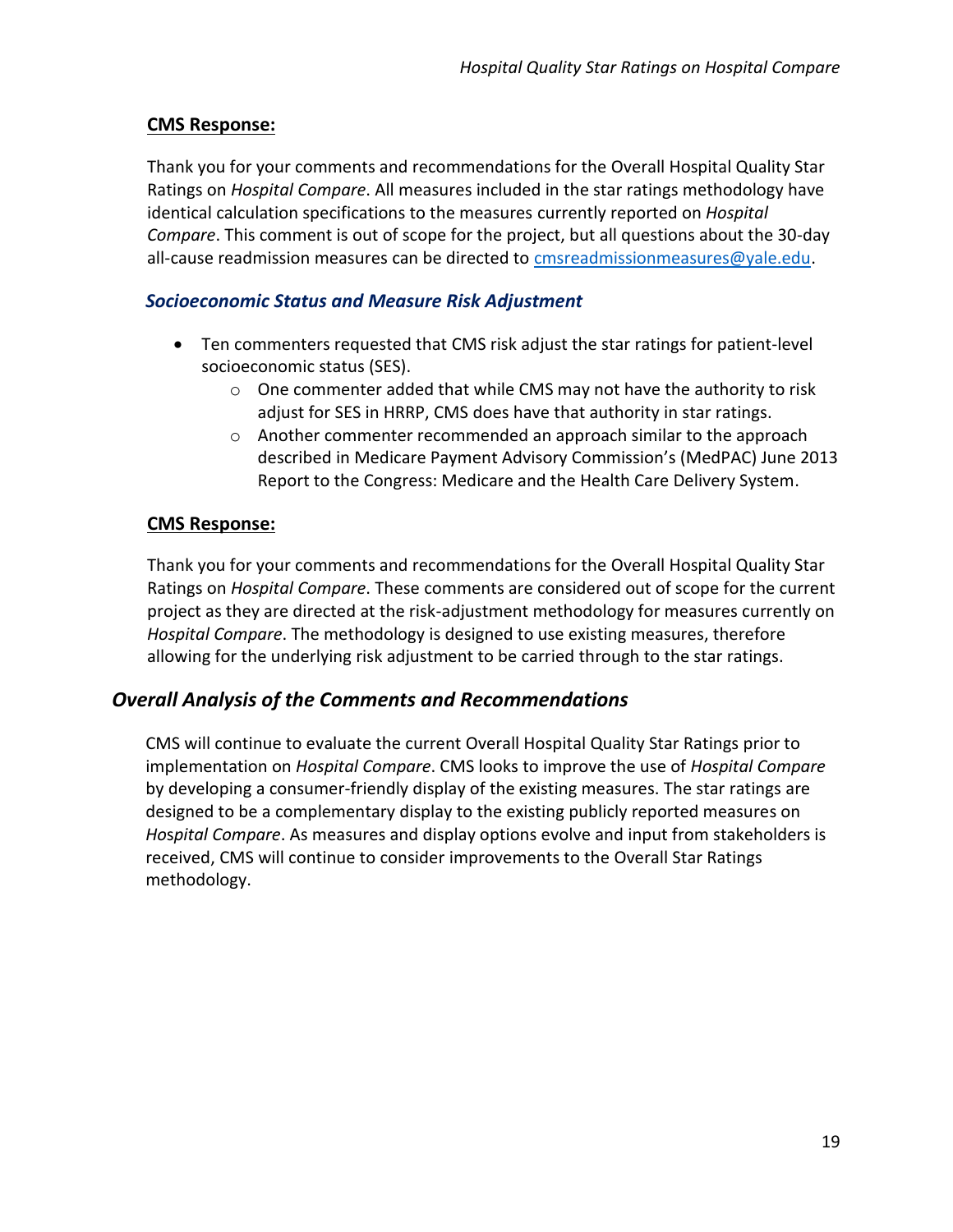**CMS Response:**

Thank you for your comments and recommendations for the Overall Hospital Quality Star Ratings on *Hospital Compare*. All measures included in the star ratings methodology have identical calculation specifications to the measures currently reported on *Hospital Compare*. This comment is out of scope for the project, but all questions about the 30-day all-cause readmission measures can be directed to [cmsreadmissionmeasures@yale.edu](mailto:cmsreadmissionmeasures@yale.edu).

### *Socioeconomic Status and Measure Risk Adjustment*

- Ten commenters requested that CMS risk adjust the star ratings for patient-level socioeconomic status (SES).
  - One commenter added that while CMS may not have the authority to risk adjust for SES in HRRP, CMS does have that authority in star ratings.
  - Another commenter recommended an approach similar to the approach described in Medicare Payment Advisory Commission's (MedPAC) June 2013 Report to the Congress: Medicare and the Health Care Delivery System.

**CMS Response:**

Thank you for your comments and recommendations for the Overall Hospital Quality Star Ratings on *Hospital Compare*. These comments are considered out of scope for the current project as they are directed at the risk-adjustment methodology for measures currently on *Hospital Compare*. The methodology is designed to use existing measures, therefore allowing for the underlying risk adjustment to be carried through to the star ratings.

## *Overall Analysis of the Comments and Recommendations*

CMS will continue to evaluate the current Overall Hospital Quality Star Ratings prior to implementation on *Hospital Compare*. CMS looks to improve the use of *Hospital Compare* by developing a consumer-friendly display of the existing measures. The star ratings are designed to be a complementary display to the existing publicly reported measures on *Hospital Compare*. As measures and display options evolve and input from stakeholders is received, CMS will continue to consider improvements to the Overall Star Ratings methodology.